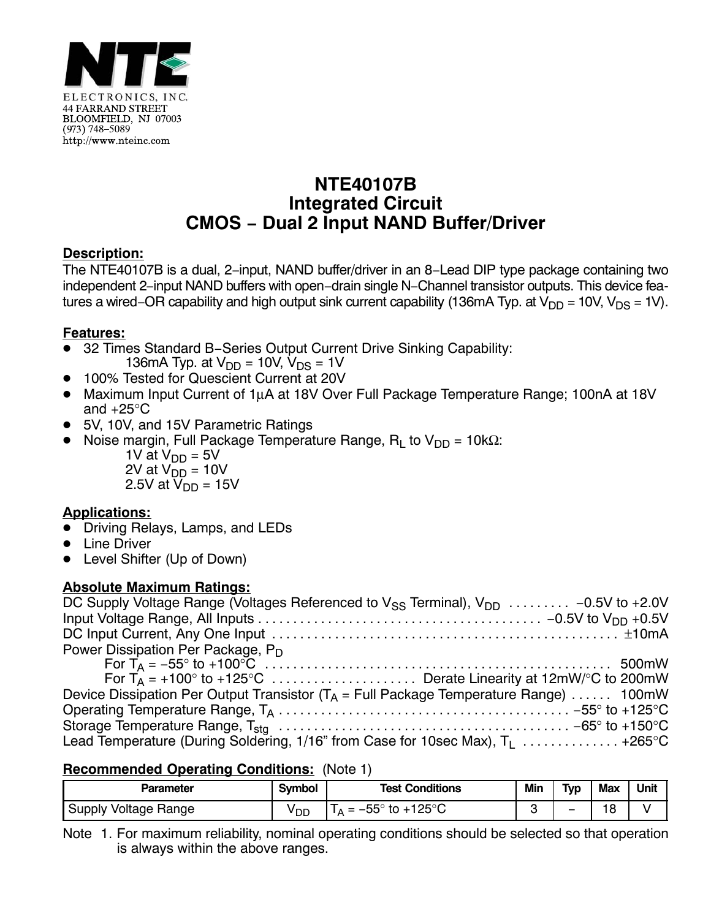NTE ELECTRONICS, INC.
44 FARRAND STREET
BLOOMFIELD, NJ 07003
(973) 748–5089
http://www.nteinc.com

# NTE40107B
# Integrated Circuit
# CMOS – Dual 2 Input NAND Buffer/Driver

**Description:**

The NTE40107B is a dual, 2–input, NAND buffer/driver in an 8–Lead DIP type package containing two independent 2–input NAND buffers with open–drain single N–Channel transistor outputs. This device features a wired–OR capability and high output sink current capability (136mA Typ. at $V_{DD}$ = 10V, $V_{DS}$ = 1V).

**Features:**

- 32 Times Standard B–Series Output Current Drive Sinking Capability:
  136mA Typ. at $V_{DD}$ = 10V, $V_{DS}$ = 1V
- 100% Tested for Quescient Current at 20V
- Maximum Input Current of 1μA at 18V Over Full Package Temperature Range; 100nA at 18V and +25°C
- 5V, 10V, and 15V Parametric Ratings
- Noise margin, Full Package Temperature Range, $R_L$ to $V_{DD}$ = 10kΩ:
  1V at $V_{DD}$ = 5V
  2V at $V_{DD}$ = 10V
  2.5V at $V_{DD}$ = 15V

**Applications:**

- Driving Relays, Lamps, and LEDs
- Line Driver
- Level Shifter (Up of Down)

**Absolute Maximum Ratings:**

DC Supply Voltage Range (Voltages Referenced to $V_{SS}$ Terminal), $V_{DD}$ . . . . . . . . . −0.5V to +2.0V
Input Voltage Range, All Inputs . . . . . . . . . . . . . . . . . . . . . . . . . . . . . . . . . . . . . . . . −0.5V to $V_{DD}$ +0.5V
DC Input Current, Any One Input . . . . . . . . . . . . . . . . . . . . . . . . . . . . . . . . . . . . . . . . . . . . . . . . . ±10mA
Power Dissipation Per Package, $P_D$
  For $T_A$ = −55° to +100°C . . . . . . . . . . . . . . . . . . . . . . . . . . . . . . . . . . . . . . . . . . . . . . . . 500mW
  For $T_A$ = +100° to +125°C . . . . . . . . . . . . . . . . . . . . Derate Linearity at 12mW/°C to 200mW
Device Dissipation Per Output Transistor ($T_A$ = Full Package Temperature Range) . . . . . . 100mW
Operating Temperature Range, $T_A$ . . . . . . . . . . . . . . . . . . . . . . . . . . . . . . . . . . . . . . . . −55° to +125°C
Storage Temperature Range, $T_{stg}$ . . . . . . . . . . . . . . . . . . . . . . . . . . . . . . . . . . . . . . . . −65° to +150°C
Lead Temperature (During Soldering, 1/16" from Case for 10sec Max), $T_L$ . . . . . . . . . . . . . +265°C

**Recommended Operating Conditions:** (Note 1)

| Parameter | Symbol | Test Conditions | Min | Typ | Max | Unit |
|---|---|---|---|---|---|---|
| Supply Voltage Range | $V_{DD}$ | $T_A$ = −55° to +125°C | 3 | – | 18 | V |

Note 1. For maximum reliability, nominal operating conditions should be selected so that operation is always within the above ranges.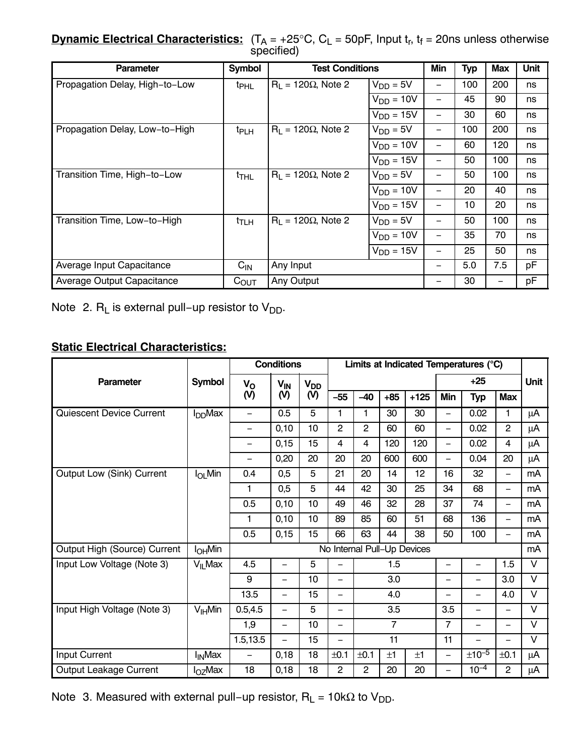**Dynamic Electrical Characteristics:** ($T_A$ = +25°C, $C_L$ = 50pF, Input $t_r$, $t_f$ = 20ns unless otherwise specified)

| Parameter | Symbol | Test Conditions | | Min | Typ | Max | Unit |
|---|---|---|---|---|---|---|---|
| Propagation Delay, High−to−Low | $t_{PHL}$ | $R_L$ = 120Ω, Note 2 | $V_{DD}$ = 5V | – | 100 | 200 | ns |
| | | | $V_{DD}$ = 10V | – | 45 | 90 | ns |
| | | | $V_{DD}$ = 15V | – | 30 | 60 | ns |
| Propagation Delay, Low−to−High | $t_{PLH}$ | $R_L$ = 120Ω, Note 2 | $V_{DD}$ = 5V | – | 100 | 200 | ns |
| | | | $V_{DD}$ = 10V | – | 60 | 120 | ns |
| | | | $V_{DD}$ = 15V | – | 50 | 100 | ns |
| Transition Time, High−to−Low | $t_{THL}$ | $R_L$ = 120Ω, Note 2 | $V_{DD}$ = 5V | – | 50 | 100 | ns |
| | | | $V_{DD}$ = 10V | – | 20 | 40 | ns |
| | | | $V_{DD}$ = 15V | – | 10 | 20 | ns |
| Transition Time, Low−to−High | $t_{TLH}$ | $R_L$ = 120Ω, Note 2 | $V_{DD}$ = 5V | – | 50 | 100 | ns |
| | | | $V_{DD}$ = 10V | – | 35 | 70 | ns |
| | | | $V_{DD}$ = 15V | – | 25 | 50 | ns |
| Average Input Capacitance | $C_{IN}$ | Any Input | | – | 5.0 | 7.5 | pF |
| Average Output Capacitance | $C_{OUT}$ | Any Output | | – | 30 | – | pF |

Note 2. $R_L$ is external pull−up resistor to $V_{DD}$.

**Static Electrical Characteristics:**

| Parameter | Symbol | Conditions | | | Limits at Indicated Temperatures (°C) | | | | | | | Unit |
|---|---|---|---|---|---|---|---|---|---|---|---|---|
| | | $V_O$ (V) | $V_{IN}$ (V) | $V_{DD}$ (V) | −55 | −40 | +85 | +125 | +25 | | | |
| | | | | | | | | | Min | Typ | Max | |
| Quiescent Device Current | $I_{DD}$Max | – | 0.5 | 5 | 1 | 1 | 30 | 30 | – | 0.02 | 1 | μA |
| | | – | 0,10 | 10 | 2 | 2 | 60 | 60 | – | 0.02 | 2 | μA |
| | | – | 0,15 | 15 | 4 | 4 | 120 | 120 | – | 0.02 | 4 | μA |
| | | – | 0,20 | 20 | 20 | 20 | 600 | 600 | – | 0.04 | 20 | μA |
| Output Low (Sink) Current | $I_{OL}$Min | 0.4 | 0,5 | 5 | 21 | 20 | 14 | 12 | 16 | 32 | – | mA |
| | | 1 | 0,5 | 5 | 44 | 42 | 30 | 25 | 34 | 68 | – | mA |
| | | 0.5 | 0,10 | 10 | 49 | 46 | 32 | 28 | 37 | 74 | – | mA |
| | | 1 | 0,10 | 10 | 89 | 85 | 60 | 51 | 68 | 136 | – | mA |
| | | 0.5 | 0,15 | 15 | 66 | 63 | 44 | 38 | 50 | 100 | – | mA |
| Output High (Source) Current | $I_{OH}$Min | No Internal Pull−Up Devices | | | | | | | | | | mA |
| Input Low Voltage (Note 3) | $V_{IL}$Max | 4.5 | – | 5 | – | 1.5 | | | – | – | 1.5 | V |
| | | 9 | – | 10 | – | 3.0 | | | – | – | 3.0 | V |
| | | 13.5 | – | 15 | – | 4.0 | | | – | – | 4.0 | V |
| Input High Voltage (Note 3) | $V_{IH}$Min | 0.5,4.5 | – | 5 | – | 3.5 | | | 3.5 | – | – | V |
| | | 1,9 | – | 10 | – | 7 | | | 7 | – | – | V |
| | | 1.5,13.5 | – | 15 | – | 11 | | | 11 | – | – | V |
| Input Current | $I_{IN}$Max | – | 0,18 | 18 | ±0.1 | ±0.1 | ±1 | ±1 | – | $\pm 10^{-5}$ | ±0.1 | μA |
| Output Leakage Current | $I_{OZ}$Max | 18 | 0,18 | 18 | 2 | 2 | 20 | 20 | – | $10^{-4}$ | 2 | μA |

Note 3. Measured with external pull−up resistor, $R_L$ = 10kΩ to $V_{DD}$.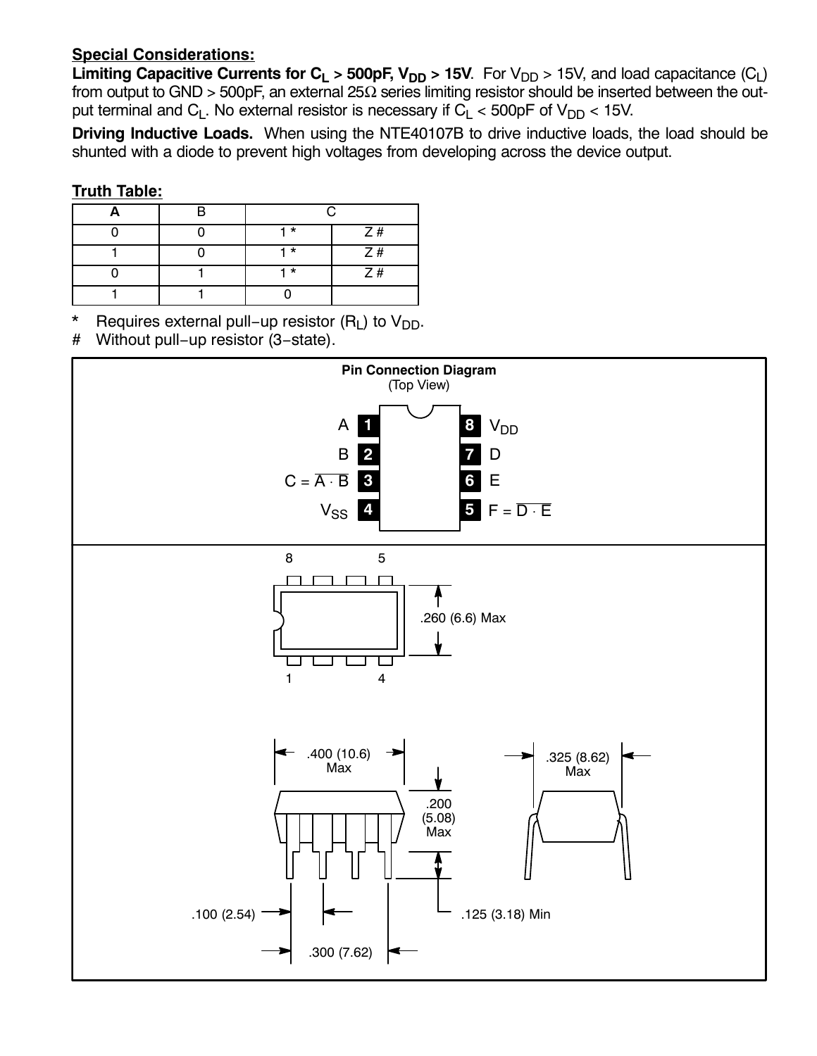**Special Considerations:**

**Limiting Capacitive Currents for $C_L$ > 500pF, $V_{DD}$ > 15V.** For $V_{DD}$ > 15V, and load capacitance ($C_L$) from output to GND > 500pF, an external 25Ω series limiting resistor should be inserted between the output terminal and $C_L$. No external resistor is necessary if $C_L$ < 500pF of $V_{DD}$ < 15V.

**Driving Inductive Loads.** When using the NTE40107B to drive inductive loads, the load should be shunted with a diode to prevent high voltages from developing across the device output.

**Truth Table:**

| A | B | C | |
|---|---|---|---|
| 0 | 0 | 1 * | Z # |
| 1 | 0 | 1 * | Z # |
| 0 | 1 | 1 * | Z # |
| 1 | 1 | 0 | |

\* Requires external pull−up resistor ($R_L$) to $V_{DD}$.

\# Without pull−up resistor (3−state).

**Pin Connection Diagram**
(Top View)

A 1
B 2
C = $\overline{A \cdot B}$ 3
$V_{SS}$ 4
8 $V_{DD}$
7 D
6 E
5 F = $\overline{D \cdot E}$

8
5
1
4
.260 (6.6) Max
.400 (10.6) Max
.200 (5.08) Max
.325 (8.62) Max
.100 (2.54)
.125 (3.18) Min
.300 (7.62)